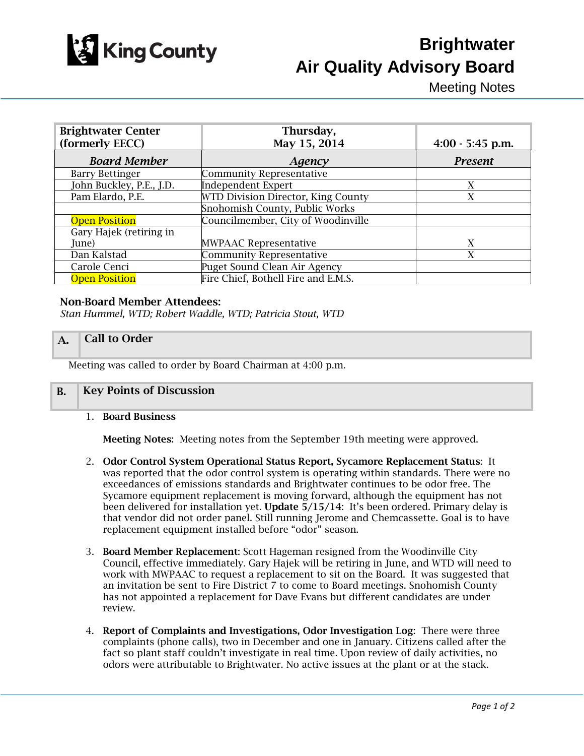King County

# Brightwater Air Quality Advisory Board

Meeting Notes

| Brightwater Center (formerly EECC) | Thursday, May 15, 2014 | 4:00 - 5:45 p.m. |
|---|---|---|
| ***Board Member*** | ***Agency*** | ***Present*** |
| Barry Bettinger | Community Representative | |
| John Buckley, P.E., J.D. | Independent Expert | X |
| Pam Elardo, P.E. | WTD Division Director, King County | X |
| | Snohomish County, Public Works | |
| Open Position | Councilmember, City of Woodinville | |
| Gary Hajek (retiring in June) | MWPAAC Representative | X |
| Dan Kalstad | Community Representative | X |
| Carole Cenci | Puget Sound Clean Air Agency | |
| Open Position | Fire Chief, Bothell Fire and E.M.S. | |

**Non-Board Member Attendees:**

*Stan Hummel, WTD; Robert Waddle, WTD; Patricia Stout, WTD*

## A. Call to Order

Meeting was called to order by Board Chairman at 4:00 p.m.

## B. Key Points of Discussion

1. **Board Business**

   **Meeting Notes:** Meeting notes from the September 19th meeting were approved.

2. **Odor Control System Operational Status Report, Sycamore Replacement Status**: It was reported that the odor control system is operating within standards. There were no exceedances of emissions standards and Brightwater continues to be odor free. The Sycamore equipment replacement is moving forward, although the equipment has not been delivered for installation yet. **Update 5/15/14**: It's been ordered. Primary delay is that vendor did not order panel. Still running Jerome and Chemcassette. Goal is to have replacement equipment installed before "odor" season.

3. **Board Member Replacement**: Scott Hageman resigned from the Woodinville City Council, effective immediately. Gary Hajek will be retiring in June, and WTD will need to work with MWPAAC to request a replacement to sit on the Board. It was suggested that an invitation be sent to Fire District 7 to come to Board meetings. Snohomish County has not appointed a replacement for Dave Evans but different candidates are under review.

4. **Report of Complaints and Investigations, Odor Investigation Log**: There were three complaints (phone calls), two in December and one in January. Citizens called after the fact so plant staff couldn't investigate in real time. Upon review of daily activities, no odors were attributable to Brightwater. No active issues at the plant or at the stack.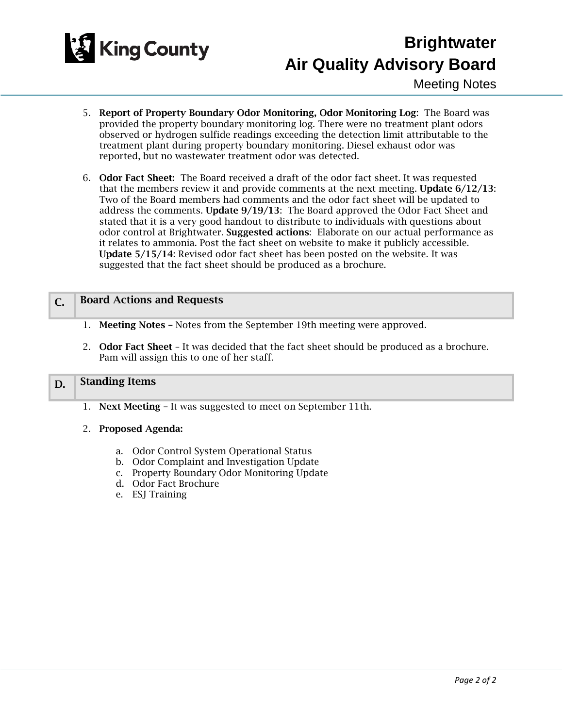5. **Report of Property Boundary Odor Monitoring, Odor Monitoring Log**: The Board was provided the property boundary monitoring log. There were no treatment plant odors observed or hydrogen sulfide readings exceeding the detection limit attributable to the treatment plant during property boundary monitoring. Diesel exhaust odor was reported, but no wastewater treatment odor was detected.

6. **Odor Fact Sheet:** The Board received a draft of the odor fact sheet. It was requested that the members review it and provide comments at the next meeting. **Update 6/12/13**: Two of the Board members had comments and the odor fact sheet will be updated to address the comments. **Update 9/19/13**: The Board approved the Odor Fact Sheet and stated that it is a very good handout to distribute to individuals with questions about odor control at Brightwater. **Suggested actions**: Elaborate on our actual performance as it relates to ammonia. Post the fact sheet on website to make it publicly accessible. **Update 5/15/14**: Revised odor fact sheet has been posted on the website. It was suggested that the fact sheet should be produced as a brochure.

## C. Board Actions and Requests

1. **Meeting Notes** – Notes from the September 19th meeting were approved.

2. **Odor Fact Sheet** – It was decided that the fact sheet should be produced as a brochure. Pam will assign this to one of her staff.

## D. Standing Items

1. **Next Meeting** – It was suggested to meet on September 11th.

2. **Proposed Agenda:**

   a. Odor Control System Operational Status
   b. Odor Complaint and Investigation Update
   c. Property Boundary Odor Monitoring Update
   d. Odor Fact Brochure
   e. ESJ Training